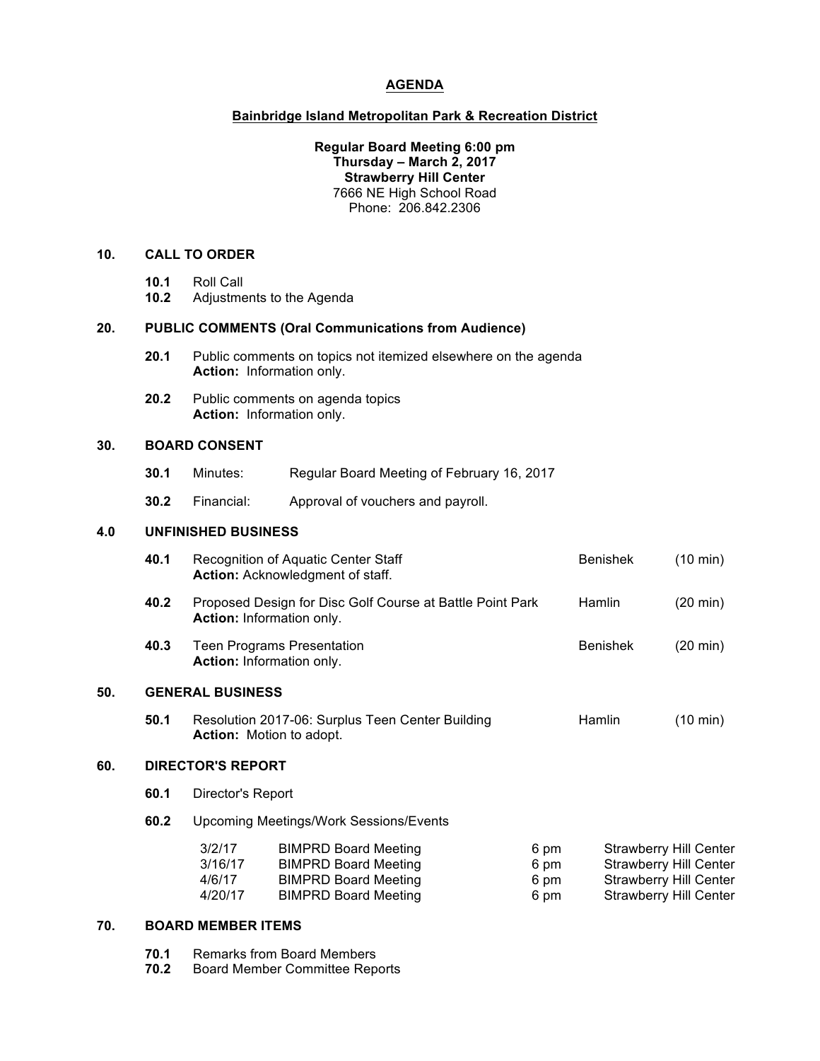# AGENDA

## Bainbridge Island Metropolitan Park & Recreation District

**Regular Board Meeting 6:00 pm**
**Thursday – March 2, 2017**
**Strawberry Hill Center**
7666 NE High School Road
Phone: 206.842.2306

## 10. CALL TO ORDER

**10.1** Roll Call
**10.2** Adjustments to the Agenda

## 20. PUBLIC COMMENTS (Oral Communications from Audience)

**20.1** Public comments on topics not itemized elsewhere on the agenda
**Action:** Information only.

**20.2** Public comments on agenda topics
**Action:** Information only.

## 30. BOARD CONSENT

**30.1** Minutes: Regular Board Meeting of February 16, 2017

**30.2** Financial: Approval of vouchers and payroll.

## 4.0 UNFINISHED BUSINESS

**40.1** Recognition of Aquatic Center Staff — Benishek (10 min)
**Action:** Acknowledgment of staff.

**40.2** Proposed Design for Disc Golf Course at Battle Point Park — Hamlin (20 min)
**Action:** Information only.

**40.3** Teen Programs Presentation — Benishek (20 min)
**Action:** Information only.

## 50. GENERAL BUSINESS

**50.1** Resolution 2017-06: Surplus Teen Center Building — Hamlin (10 min)
**Action:** Motion to adopt.

## 60. DIRECTOR'S REPORT

**60.1** Director's Report

**60.2** Upcoming Meetings/Work Sessions/Events

| | | | |
|---|---|---|---|
| 3/2/17 | BIMPRD Board Meeting | 6 pm | Strawberry Hill Center |
| 3/16/17 | BIMPRD Board Meeting | 6 pm | Strawberry Hill Center |
| 4/6/17 | BIMPRD Board Meeting | 6 pm | Strawberry Hill Center |
| 4/20/17 | BIMPRD Board Meeting | 6 pm | Strawberry Hill Center |

## 70. BOARD MEMBER ITEMS

**70.1** Remarks from Board Members
**70.2** Board Member Committee Reports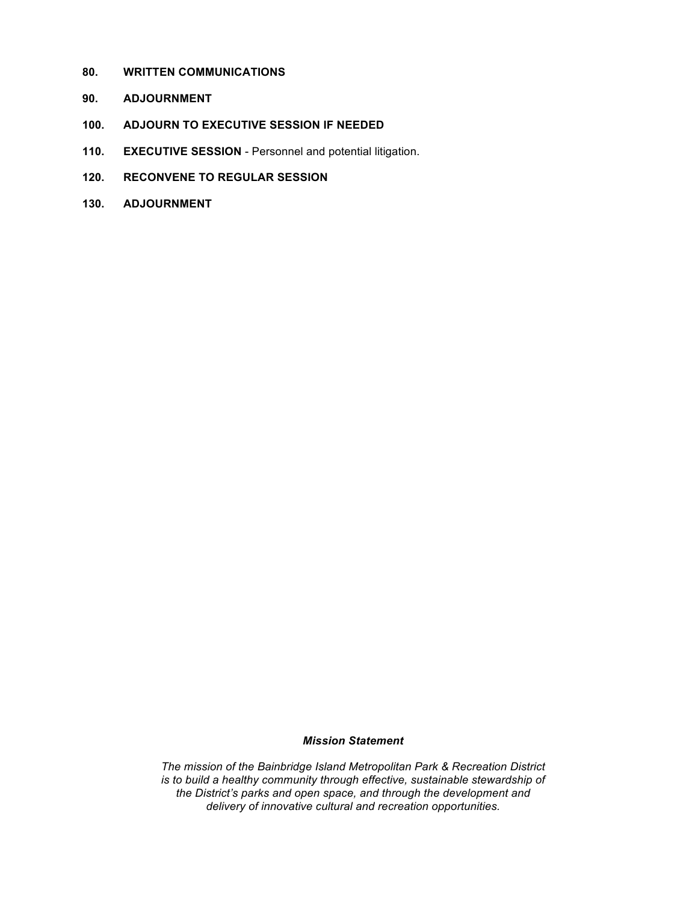**80. WRITTEN COMMUNICATIONS**

**90. ADJOURNMENT**

**100. ADJOURN TO EXECUTIVE SESSION IF NEEDED**

**110. EXECUTIVE SESSION** - Personnel and potential litigation.

**120. RECONVENE TO REGULAR SESSION**

**130. ADJOURNMENT**

***Mission Statement***

*The mission of the Bainbridge Island Metropolitan Park & Recreation District is to build a healthy community through effective, sustainable stewardship of the District's parks and open space, and through the development and delivery of innovative cultural and recreation opportunities.*